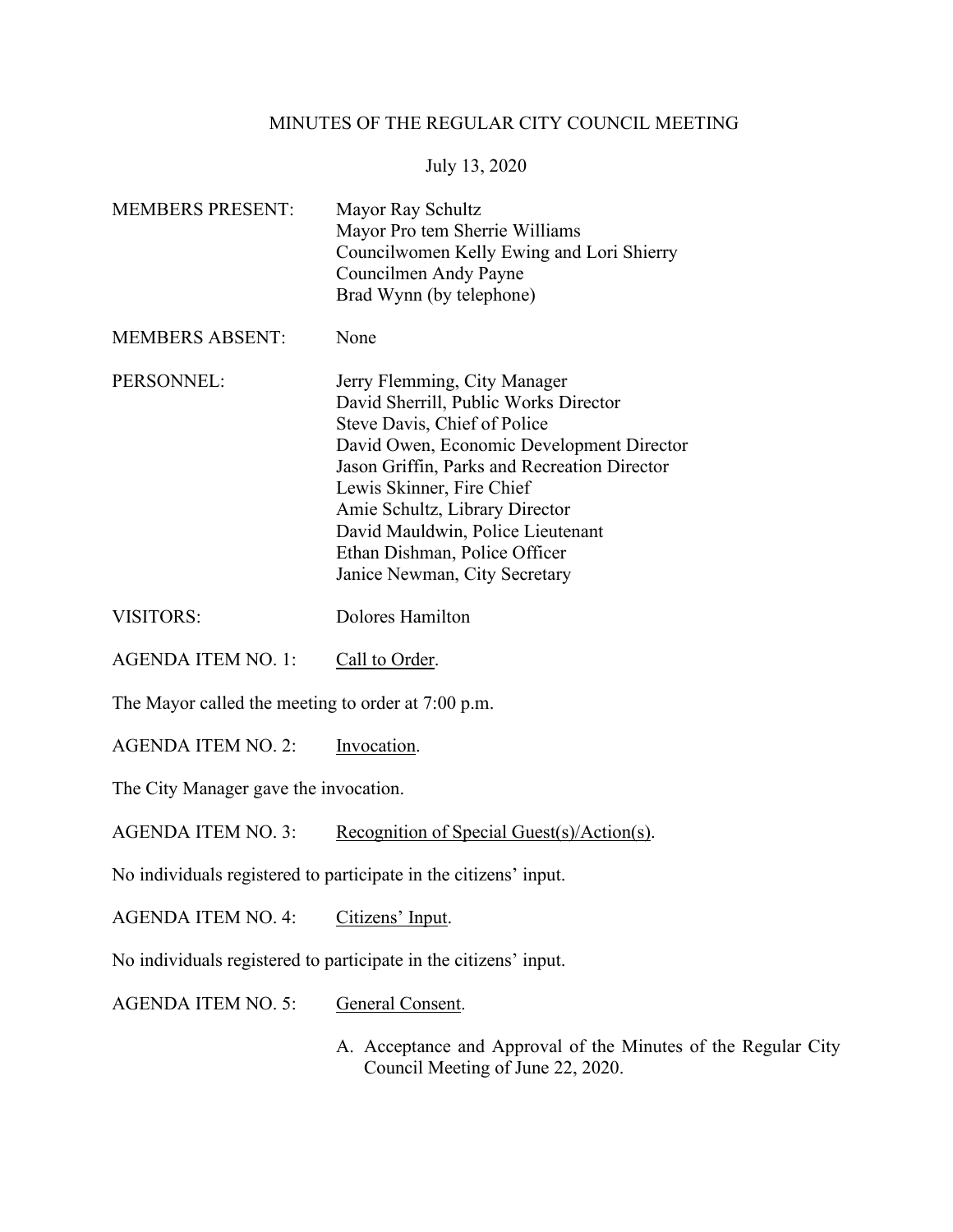# MINUTES OF THE REGULAR CITY COUNCIL MEETING

July 13, 2020

MEMBERS PRESENT: Mayor Ray Schultz
Mayor Pro tem Sherrie Williams
Councilwomen Kelly Ewing and Lori Shierry
Councilmen Andy Payne
Brad Wynn (by telephone)

MEMBERS ABSENT: None

PERSONNEL: Jerry Flemming, City Manager
David Sherrill, Public Works Director
Steve Davis, Chief of Police
David Owen, Economic Development Director
Jason Griffin, Parks and Recreation Director
Lewis Skinner, Fire Chief
Amie Schultz, Library Director
David Mauldwin, Police Lieutenant
Ethan Dishman, Police Officer
Janice Newman, City Secretary

VISITORS: Dolores Hamilton

AGENDA ITEM NO. 1: Call to Order.

The Mayor called the meeting to order at 7:00 p.m.

AGENDA ITEM NO. 2: Invocation.

The City Manager gave the invocation.

AGENDA ITEM NO. 3: Recognition of Special Guest(s)/Action(s).

No individuals registered to participate in the citizens' input.

AGENDA ITEM NO. 4: Citizens' Input.

No individuals registered to participate in the citizens' input.

AGENDA ITEM NO. 5: General Consent.

A. Acceptance and Approval of the Minutes of the Regular City Council Meeting of June 22, 2020.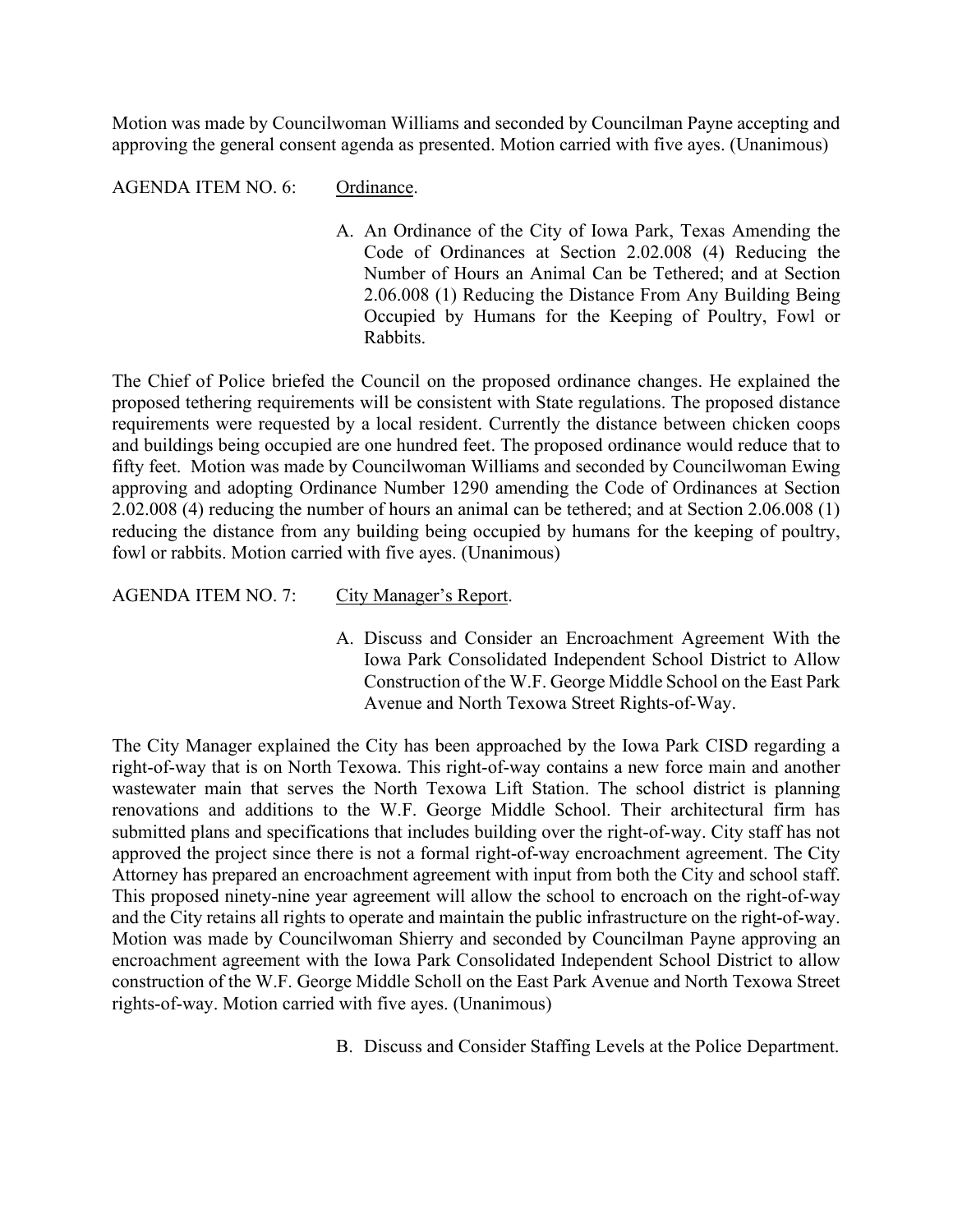Motion was made by Councilwoman Williams and seconded by Councilman Payne accepting and approving the general consent agenda as presented. Motion carried with five ayes. (Unanimous)

AGENDA ITEM NO. 6: Ordinance.

A. An Ordinance of the City of Iowa Park, Texas Amending the Code of Ordinances at Section 2.02.008 (4) Reducing the Number of Hours an Animal Can be Tethered; and at Section 2.06.008 (1) Reducing the Distance From Any Building Being Occupied by Humans for the Keeping of Poultry, Fowl or Rabbits.

The Chief of Police briefed the Council on the proposed ordinance changes. He explained the proposed tethering requirements will be consistent with State regulations. The proposed distance requirements were requested by a local resident. Currently the distance between chicken coops and buildings being occupied are one hundred feet. The proposed ordinance would reduce that to fifty feet. Motion was made by Councilwoman Williams and seconded by Councilwoman Ewing approving and adopting Ordinance Number 1290 amending the Code of Ordinances at Section 2.02.008 (4) reducing the number of hours an animal can be tethered; and at Section 2.06.008 (1) reducing the distance from any building being occupied by humans for the keeping of poultry, fowl or rabbits. Motion carried with five ayes. (Unanimous)

AGENDA ITEM NO. 7: City Manager's Report.

A. Discuss and Consider an Encroachment Agreement With the Iowa Park Consolidated Independent School District to Allow Construction of the W.F. George Middle School on the East Park Avenue and North Texowa Street Rights-of-Way.

The City Manager explained the City has been approached by the Iowa Park CISD regarding a right-of-way that is on North Texowa. This right-of-way contains a new force main and another wastewater main that serves the North Texowa Lift Station. The school district is planning renovations and additions to the W.F. George Middle School. Their architectural firm has submitted plans and specifications that includes building over the right-of-way. City staff has not approved the project since there is not a formal right-of-way encroachment agreement. The City Attorney has prepared an encroachment agreement with input from both the City and school staff. This proposed ninety-nine year agreement will allow the school to encroach on the right-of-way and the City retains all rights to operate and maintain the public infrastructure on the right-of-way. Motion was made by Councilwoman Shierry and seconded by Councilman Payne approving an encroachment agreement with the Iowa Park Consolidated Independent School District to allow construction of the W.F. George Middle Scholl on the East Park Avenue and North Texowa Street rights-of-way. Motion carried with five ayes. (Unanimous)

B. Discuss and Consider Staffing Levels at the Police Department.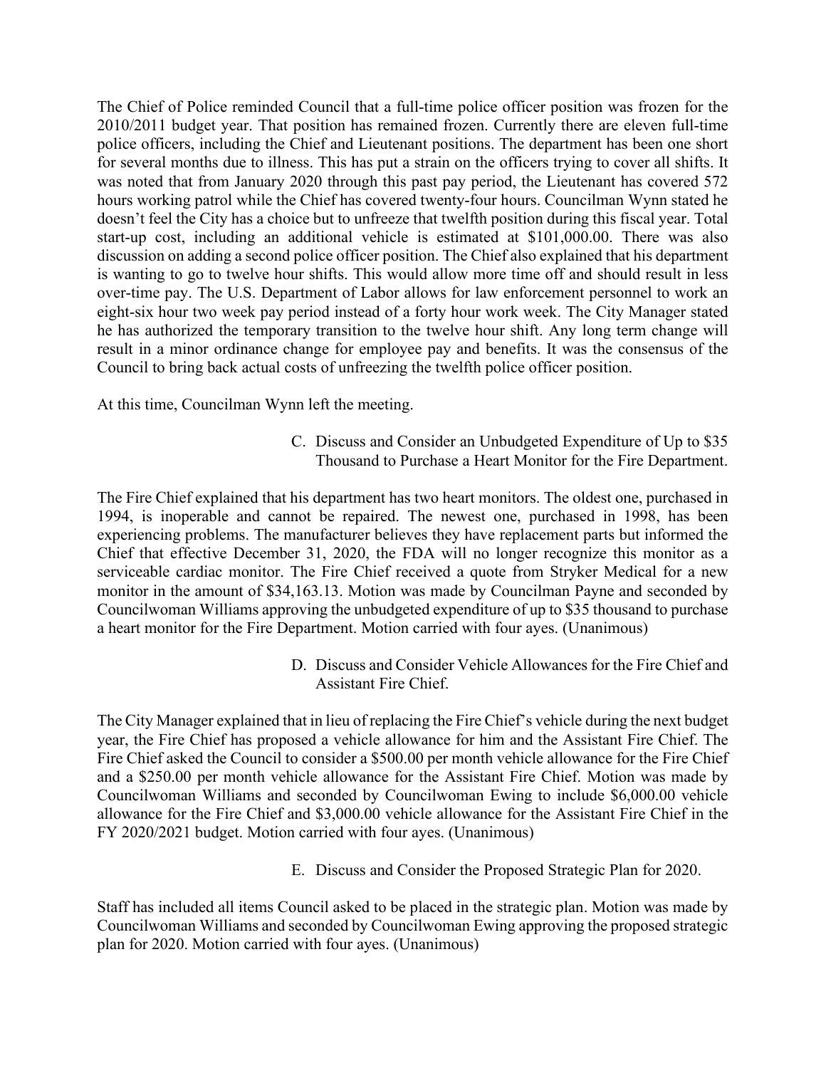The Chief of Police reminded Council that a full-time police officer position was frozen for the 2010/2011 budget year. That position has remained frozen. Currently there are eleven full-time police officers, including the Chief and Lieutenant positions. The department has been one short for several months due to illness. This has put a strain on the officers trying to cover all shifts. It was noted that from January 2020 through this past pay period, the Lieutenant has covered 572 hours working patrol while the Chief has covered twenty-four hours. Councilman Wynn stated he doesn't feel the City has a choice but to unfreeze that twelfth position during this fiscal year. Total start-up cost, including an additional vehicle is estimated at $101,000.00. There was also discussion on adding a second police officer position. The Chief also explained that his department is wanting to go to twelve hour shifts. This would allow more time off and should result in less over-time pay. The U.S. Department of Labor allows for law enforcement personnel to work an eight-six hour two week pay period instead of a forty hour work week. The City Manager stated he has authorized the temporary transition to the twelve hour shift. Any long term change will result in a minor ordinance change for employee pay and benefits. It was the consensus of the Council to bring back actual costs of unfreezing the twelfth police officer position.

At this time, Councilman Wynn left the meeting.

C. Discuss and Consider an Unbudgeted Expenditure of Up to $35 Thousand to Purchase a Heart Monitor for the Fire Department.

The Fire Chief explained that his department has two heart monitors. The oldest one, purchased in 1994, is inoperable and cannot be repaired. The newest one, purchased in 1998, has been experiencing problems. The manufacturer believes they have replacement parts but informed the Chief that effective December 31, 2020, the FDA will no longer recognize this monitor as a serviceable cardiac monitor. The Fire Chief received a quote from Stryker Medical for a new monitor in the amount of $34,163.13. Motion was made by Councilman Payne and seconded by Councilwoman Williams approving the unbudgeted expenditure of up to $35 thousand to purchase a heart monitor for the Fire Department. Motion carried with four ayes. (Unanimous)

D. Discuss and Consider Vehicle Allowances for the Fire Chief and Assistant Fire Chief.

The City Manager explained that in lieu of replacing the Fire Chief's vehicle during the next budget year, the Fire Chief has proposed a vehicle allowance for him and the Assistant Fire Chief. The Fire Chief asked the Council to consider a $500.00 per month vehicle allowance for the Fire Chief and a $250.00 per month vehicle allowance for the Assistant Fire Chief. Motion was made by Councilwoman Williams and seconded by Councilwoman Ewing to include $6,000.00 vehicle allowance for the Fire Chief and $3,000.00 vehicle allowance for the Assistant Fire Chief in the FY 2020/2021 budget. Motion carried with four ayes. (Unanimous)

E. Discuss and Consider the Proposed Strategic Plan for 2020.

Staff has included all items Council asked to be placed in the strategic plan. Motion was made by Councilwoman Williams and seconded by Councilwoman Ewing approving the proposed strategic plan for 2020. Motion carried with four ayes. (Unanimous)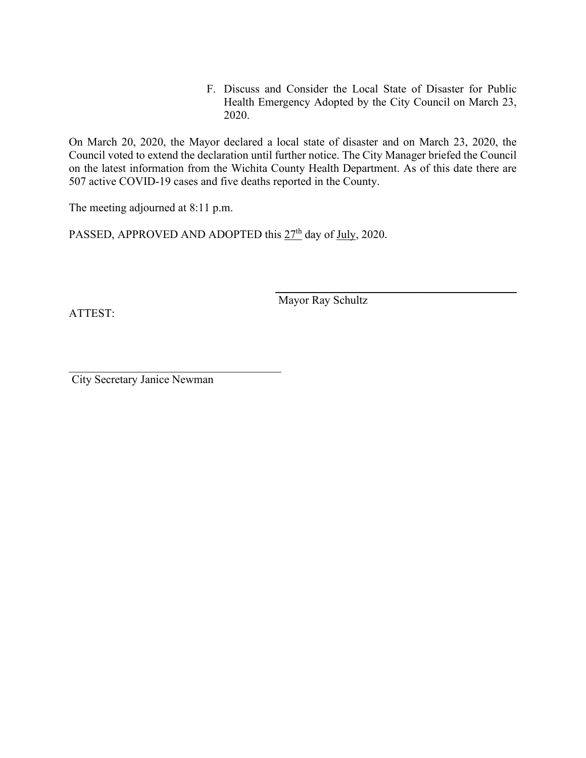F. Discuss and Consider the Local State of Disaster for Public Health Emergency Adopted by the City Council on March 23, 2020.

On March 20, 2020, the Mayor declared a local state of disaster and on March 23, 2020, the Council voted to extend the declaration until further notice. The City Manager briefed the Council on the latest information from the Wichita County Health Department. As of this date there are 507 active COVID-19 cases and five deaths reported in the County.

The meeting adjourned at 8:11 p.m.

PASSED, APPROVED AND ADOPTED this 27th day of July, 2020.

\_\_\_\_\_\_\_\_\_\_\_\_\_\_\_\_\_\_\_\_\_\_\_\_\_\_\_\_\_\_\_\_\_\_\_\_\_\_\_\_

Mayor Ray Schultz

ATTEST:

\_\_\_\_\_\_\_\_\_\_\_\_\_\_\_\_\_\_\_\_\_\_\_\_\_\_\_\_\_\_\_\_\_\_\_\_\_\_\_\_

City Secretary Janice Newman